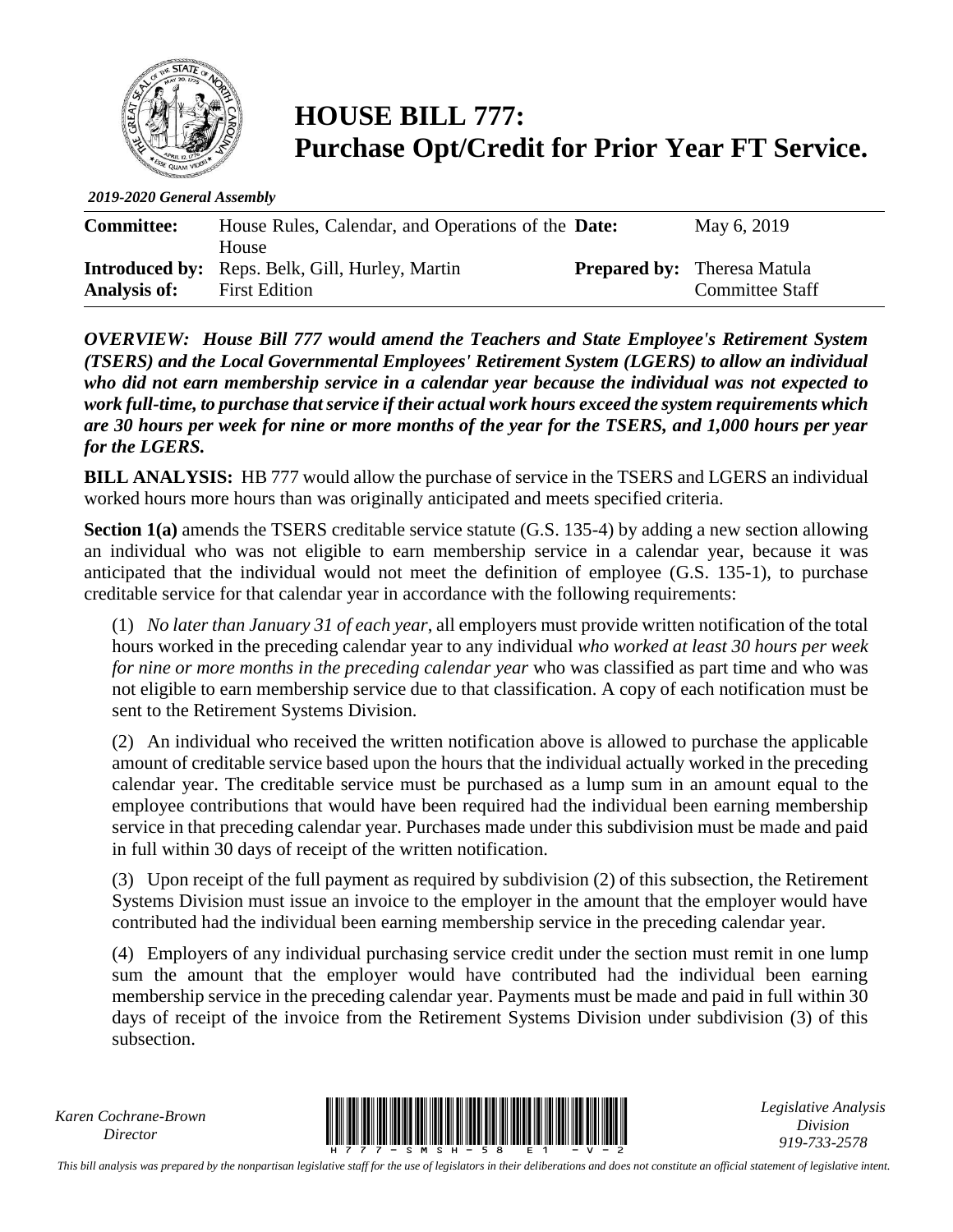# HOUSE BILL 777: Purchase Opt/Credit for Prior Year FT Service.

*2019-2020 General Assembly*

| | | | |
|---|---|---|---|
| **Committee:** | House Rules, Calendar, and Operations of the House | **Date:** | May 6, 2019 |
| **Introduced by:** | Reps. Belk, Gill, Hurley, Martin | **Prepared by:** | Theresa Matula |
| **Analysis of:** | First Edition | | Committee Staff |

***OVERVIEW: House Bill 777 would amend the Teachers and State Employee's Retirement System (TSERS) and the Local Governmental Employees' Retirement System (LGERS) to allow an individual who did not earn membership service in a calendar year because the individual was not expected to work full-time, to purchase that service if their actual work hours exceed the system requirements which are 30 hours per week for nine or more months of the year for the TSERS, and 1,000 hours per year for the LGERS.***

**BILL ANALYSIS:** HB 777 would allow the purchase of service in the TSERS and LGERS an individual worked hours more hours than was originally anticipated and meets specified criteria.

**Section 1(a)** amends the TSERS creditable service statute (G.S. 135-4) by adding a new section allowing an individual who was not eligible to earn membership service in a calendar year, because it was anticipated that the individual would not meet the definition of employee (G.S. 135-1), to purchase creditable service for that calendar year in accordance with the following requirements:

(1) *No later than January 31 of each year*, all employers must provide written notification of the total hours worked in the preceding calendar year to any individual *who worked at least 30 hours per week for nine or more months in the preceding calendar year* who was classified as part time and who was not eligible to earn membership service due to that classification. A copy of each notification must be sent to the Retirement Systems Division.

(2) An individual who received the written notification above is allowed to purchase the applicable amount of creditable service based upon the hours that the individual actually worked in the preceding calendar year. The creditable service must be purchased as a lump sum in an amount equal to the employee contributions that would have been required had the individual been earning membership service in that preceding calendar year. Purchases made under this subdivision must be made and paid in full within 30 days of receipt of the written notification.

(3) Upon receipt of the full payment as required by subdivision (2) of this subsection, the Retirement Systems Division must issue an invoice to the employer in the amount that the employer would have contributed had the individual been earning membership service in the preceding calendar year.

(4) Employers of any individual purchasing service credit under the section must remit in one lump sum the amount that the employer would have contributed had the individual been earning membership service in the preceding calendar year. Payments must be made and paid in full within 30 days of receipt of the invoice from the Retirement Systems Division under subdivision (3) of this subsection.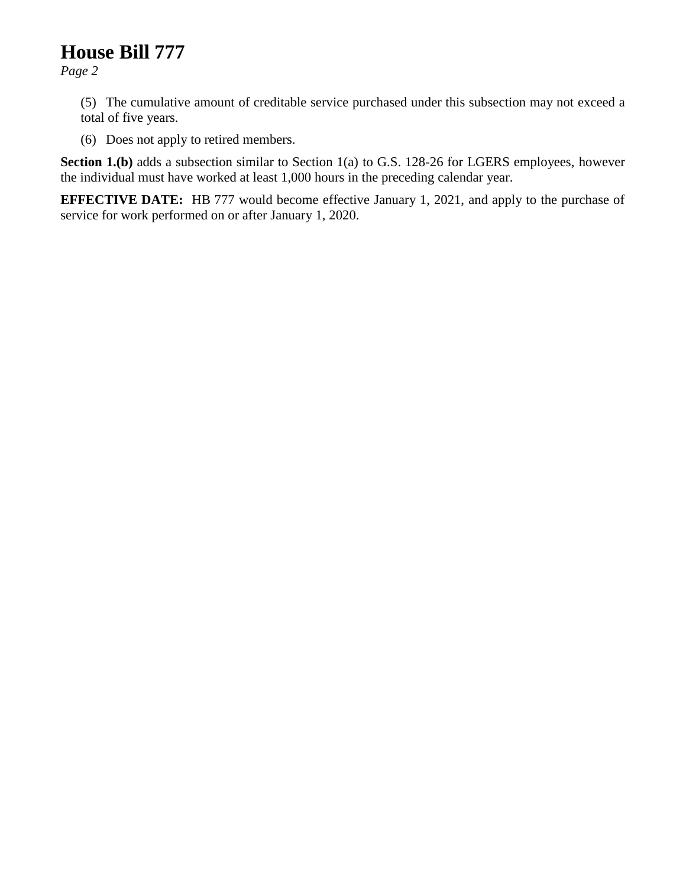(5) The cumulative amount of creditable service purchased under this subsection may not exceed a total of five years.

(6) Does not apply to retired members.

**Section 1.(b)** adds a subsection similar to Section 1(a) to G.S. 128-26 for LGERS employees, however the individual must have worked at least 1,000 hours in the preceding calendar year.

**EFFECTIVE DATE:** HB 777 would become effective January 1, 2021, and apply to the purchase of service for work performed on or after January 1, 2020.